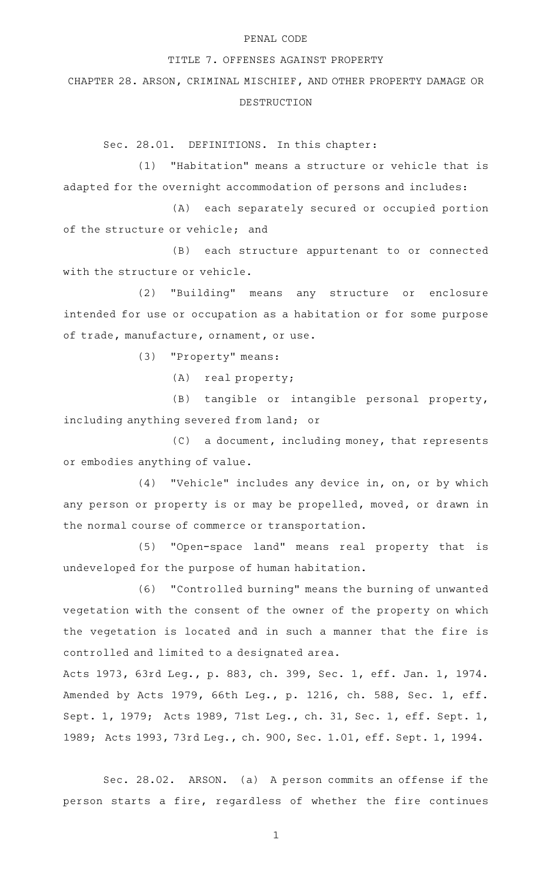PENAL CODE

TITLE 7. OFFENSES AGAINST PROPERTY

CHAPTER 28. ARSON, CRIMINAL MISCHIEF, AND OTHER PROPERTY DAMAGE OR DESTRUCTION

Sec. 28.01. DEFINITIONS. In this chapter:

(1) "Habitation" means a structure or vehicle that is adapted for the overnight accommodation of persons and includes:

(A) each separately secured or occupied portion of the structure or vehicle; and

(B) each structure appurtenant to or connected with the structure or vehicle.

(2) "Building" means any structure or enclosure intended for use or occupation as a habitation or for some purpose of trade, manufacture, ornament, or use.

(3) "Property" means:

(A) real property;

(B) tangible or intangible personal property, including anything severed from land; or

(C) a document, including money, that represents or embodies anything of value.

(4) "Vehicle" includes any device in, on, or by which any person or property is or may be propelled, moved, or drawn in the normal course of commerce or transportation.

(5) "Open-space land" means real property that is undeveloped for the purpose of human habitation.

(6) "Controlled burning" means the burning of unwanted vegetation with the consent of the owner of the property on which the vegetation is located and in such a manner that the fire is controlled and limited to a designated area.

Acts 1973, 63rd Leg., p. 883, ch. 399, Sec. 1, eff. Jan. 1, 1974. Amended by Acts 1979, 66th Leg., p. 1216, ch. 588, Sec. 1, eff. Sept. 1, 1979; Acts 1989, 71st Leg., ch. 31, Sec. 1, eff. Sept. 1, 1989; Acts 1993, 73rd Leg., ch. 900, Sec. 1.01, eff. Sept. 1, 1994.

Sec. 28.02. ARSON. (a) A person commits an offense if the person starts a fire, regardless of whether the fire continues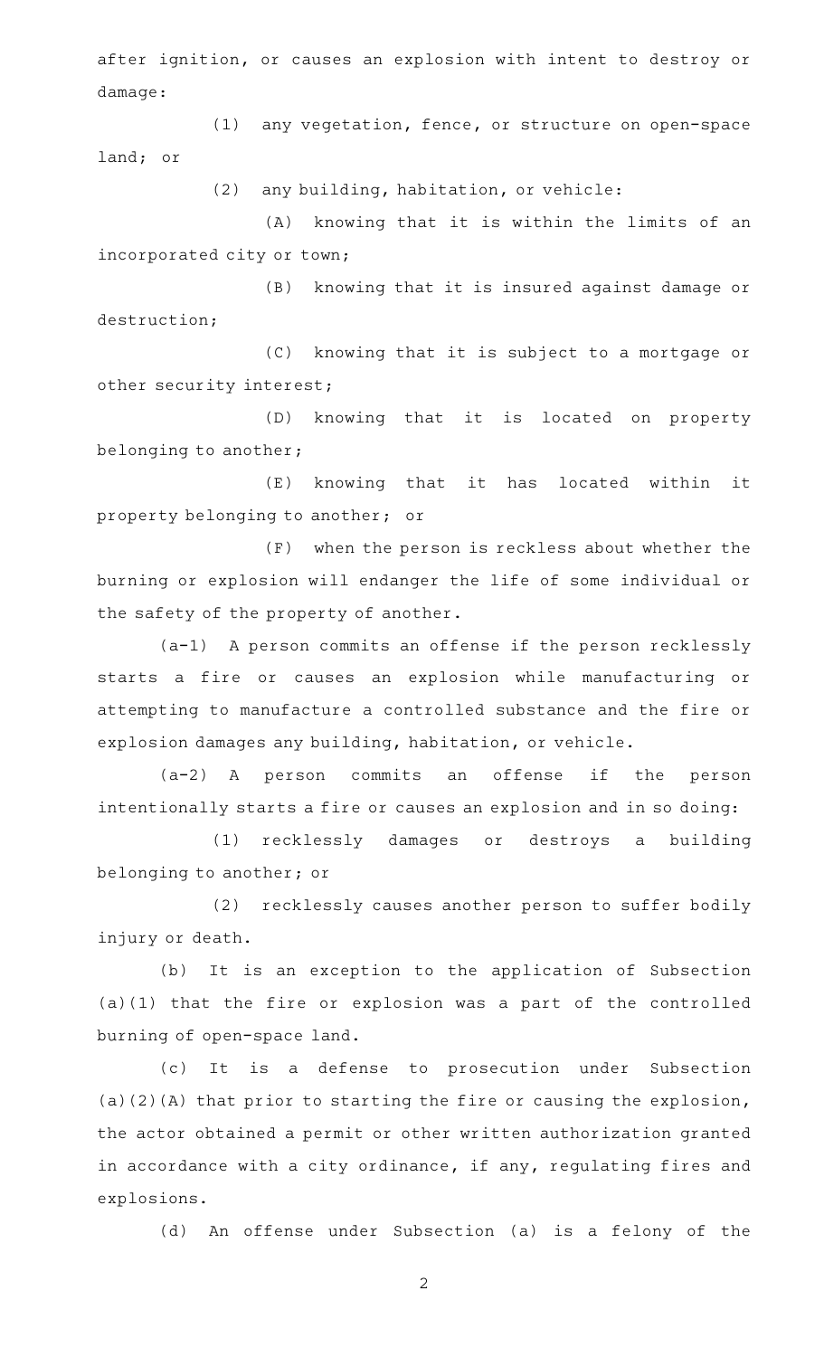after ignition, or causes an explosion with intent to destroy or damage:

(1) any vegetation, fence, or structure on open-space land; or

(2) any building, habitation, or vehicle:

(A) knowing that it is within the limits of an incorporated city or town;

(B) knowing that it is insured against damage or destruction;

(C) knowing that it is subject to a mortgage or other security interest;

(D) knowing that it is located on property belonging to another;

(E) knowing that it has located within it property belonging to another; or

(F) when the person is reckless about whether the burning or explosion will endanger the life of some individual or the safety of the property of another.

(a-1) A person commits an offense if the person recklessly starts a fire or causes an explosion while manufacturing or attempting to manufacture a controlled substance and the fire or explosion damages any building, habitation, or vehicle.

(a-2) A person commits an offense if the person intentionally starts a fire or causes an explosion and in so doing:

(1) recklessly damages or destroys a building belonging to another; or

(2) recklessly causes another person to suffer bodily injury or death.

(b) It is an exception to the application of Subsection (a)(1) that the fire or explosion was a part of the controlled burning of open-space land.

(c) It is a defense to prosecution under Subsection (a)(2)(A) that prior to starting the fire or causing the explosion, the actor obtained a permit or other written authorization granted in accordance with a city ordinance, if any, regulating fires and explosions.

(d) An offense under Subsection (a) is a felony of the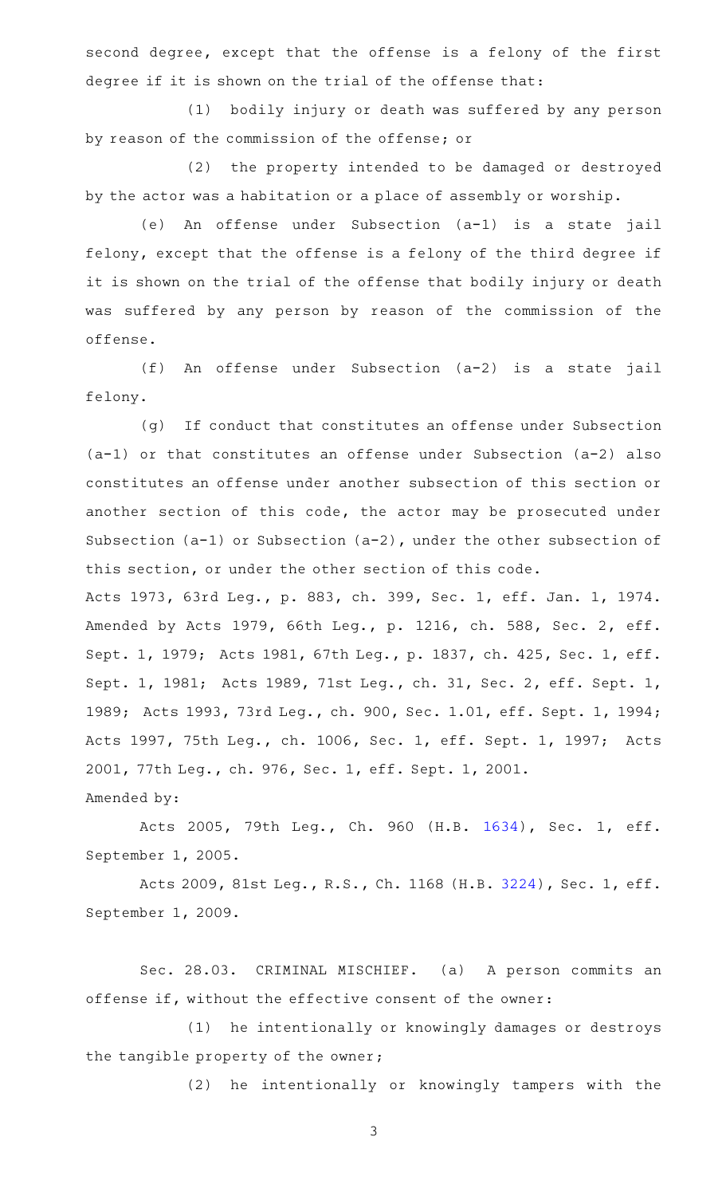second degree, except that the offense is a felony of the first degree if it is shown on the trial of the offense that:

(1) bodily injury or death was suffered by any person by reason of the commission of the offense; or

(2) the property intended to be damaged or destroyed by the actor was a habitation or a place of assembly or worship.

(e) An offense under Subsection (a-1) is a state jail felony, except that the offense is a felony of the third degree if it is shown on the trial of the offense that bodily injury or death was suffered by any person by reason of the commission of the offense.

(f) An offense under Subsection (a-2) is a state jail felony.

(g) If conduct that constitutes an offense under Subsection (a-1) or that constitutes an offense under Subsection (a-2) also constitutes an offense under another subsection of this section or another section of this code, the actor may be prosecuted under Subsection (a-1) or Subsection (a-2), under the other subsection of this section, or under the other section of this code.

Acts 1973, 63rd Leg., p. 883, ch. 399, Sec. 1, eff. Jan. 1, 1974. Amended by Acts 1979, 66th Leg., p. 1216, ch. 588, Sec. 2, eff. Sept. 1, 1979; Acts 1981, 67th Leg., p. 1837, ch. 425, Sec. 1, eff. Sept. 1, 1981; Acts 1989, 71st Leg., ch. 31, Sec. 2, eff. Sept. 1, 1989; Acts 1993, 73rd Leg., ch. 900, Sec. 1.01, eff. Sept. 1, 1994; Acts 1997, 75th Leg., ch. 1006, Sec. 1, eff. Sept. 1, 1997; Acts 2001, 77th Leg., ch. 976, Sec. 1, eff. Sept. 1, 2001.

Amended by:

Acts 2005, 79th Leg., Ch. 960 (H.B. 1634), Sec. 1, eff. September 1, 2005.

Acts 2009, 81st Leg., R.S., Ch. 1168 (H.B. 3224), Sec. 1, eff. September 1, 2009.

Sec. 28.03. CRIMINAL MISCHIEF. (a) A person commits an offense if, without the effective consent of the owner:

(1) he intentionally or knowingly damages or destroys the tangible property of the owner;

(2) he intentionally or knowingly tampers with the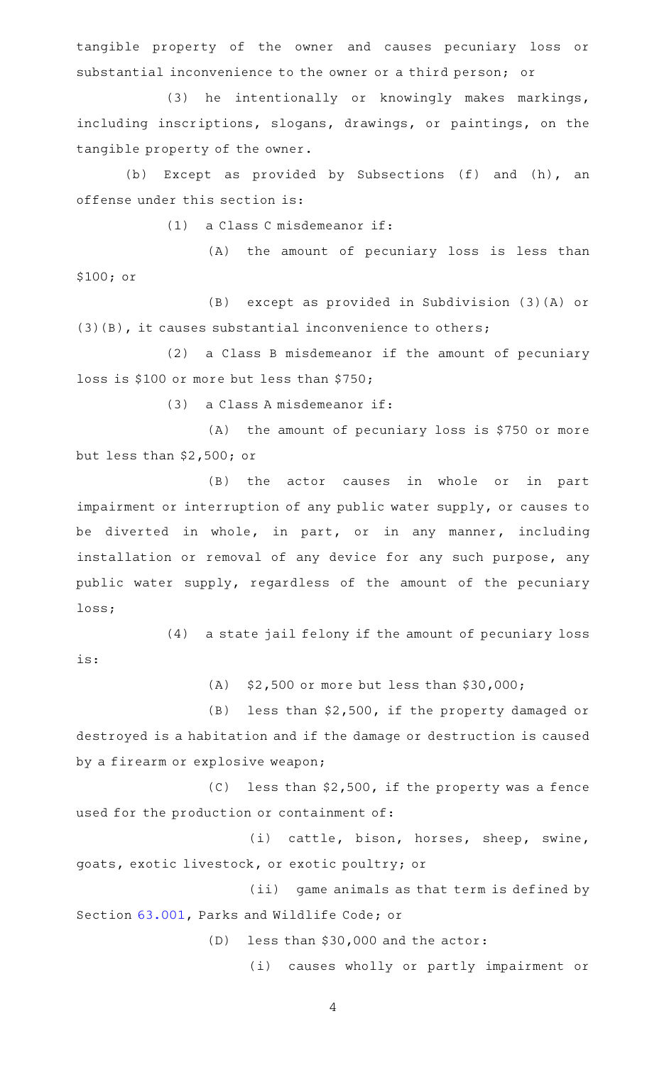tangible property of the owner and causes pecuniary loss or substantial inconvenience to the owner or a third person; or

(3) he intentionally or knowingly makes markings, including inscriptions, slogans, drawings, or paintings, on the tangible property of the owner.

(b) Except as provided by Subsections (f) and (h), an offense under this section is:

(1) a Class C misdemeanor if:

(A) the amount of pecuniary loss is less than $100; or

(B) except as provided in Subdivision (3)(A) or (3)(B), it causes substantial inconvenience to others;

(2) a Class B misdemeanor if the amount of pecuniary loss is $100 or more but less than $750;

(3) a Class A misdemeanor if:

(A) the amount of pecuniary loss is $750 or more but less than $2,500; or

(B) the actor causes in whole or in part impairment or interruption of any public water supply, or causes to be diverted in whole, in part, or in any manner, including installation or removal of any device for any such purpose, any public water supply, regardless of the amount of the pecuniary loss;

(4) a state jail felony if the amount of pecuniary loss is:

(A) $2,500 or more but less than $30,000;

(B) less than $2,500, if the property damaged or destroyed is a habitation and if the damage or destruction is caused by a firearm or explosive weapon;

(C) less than $2,500, if the property was a fence used for the production or containment of:

(i) cattle, bison, horses, sheep, swine, goats, exotic livestock, or exotic poultry; or

(ii) game animals as that term is defined by Section 63.001, Parks and Wildlife Code; or

(D) less than $30,000 and the actor:

(i) causes wholly or partly impairment or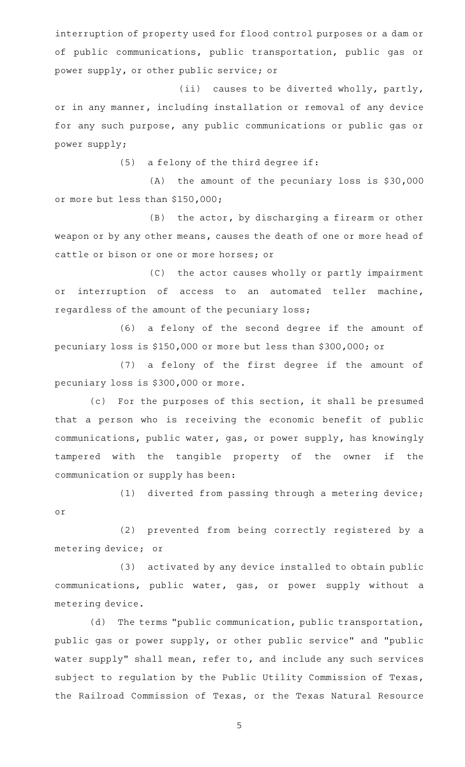interruption of property used for flood control purposes or a dam or of public communications, public transportation, public gas or power supply, or other public service; or

(ii) causes to be diverted wholly, partly, or in any manner, including installation or removal of any device for any such purpose, any public communications or public gas or power supply;

(5) a felony of the third degree if:

(A) the amount of the pecuniary loss is $30,000 or more but less than $150,000;

(B) the actor, by discharging a firearm or other weapon or by any other means, causes the death of one or more head of cattle or bison or one or more horses; or

(C) the actor causes wholly or partly impairment or interruption of access to an automated teller machine, regardless of the amount of the pecuniary loss;

(6) a felony of the second degree if the amount of pecuniary loss is $150,000 or more but less than $300,000; or

(7) a felony of the first degree if the amount of pecuniary loss is $300,000 or more.

(c) For the purposes of this section, it shall be presumed that a person who is receiving the economic benefit of public communications, public water, gas, or power supply, has knowingly tampered with the tangible property of the owner if the communication or supply has been:

(1) diverted from passing through a metering device; or

(2) prevented from being correctly registered by a metering device; or

(3) activated by any device installed to obtain public communications, public water, gas, or power supply without a metering device.

(d) The terms "public communication, public transportation, public gas or power supply, or other public service" and "public water supply" shall mean, refer to, and include any such services subject to regulation by the Public Utility Commission of Texas, the Railroad Commission of Texas, or the Texas Natural Resource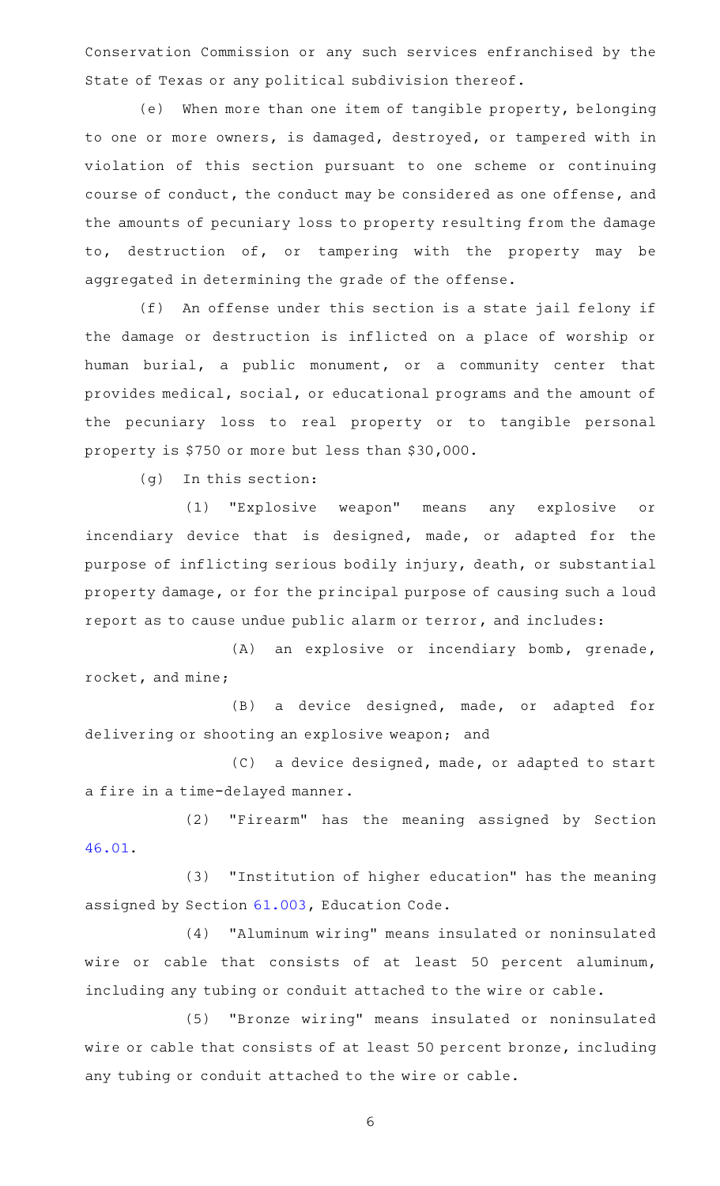Conservation Commission or any such services enfranchised by the State of Texas or any political subdivision thereof.

(e) When more than one item of tangible property, belonging to one or more owners, is damaged, destroyed, or tampered with in violation of this section pursuant to one scheme or continuing course of conduct, the conduct may be considered as one offense, and the amounts of pecuniary loss to property resulting from the damage to, destruction of, or tampering with the property may be aggregated in determining the grade of the offense.

(f) An offense under this section is a state jail felony if the damage or destruction is inflicted on a place of worship or human burial, a public monument, or a community center that provides medical, social, or educational programs and the amount of the pecuniary loss to real property or to tangible personal property is $750 or more but less than $30,000.

(g) In this section:

(1) "Explosive weapon" means any explosive or incendiary device that is designed, made, or adapted for the purpose of inflicting serious bodily injury, death, or substantial property damage, or for the principal purpose of causing such a loud report as to cause undue public alarm or terror, and includes:

(A) an explosive or incendiary bomb, grenade, rocket, and mine;

(B) a device designed, made, or adapted for delivering or shooting an explosive weapon; and

(C) a device designed, made, or adapted to start a fire in a time-delayed manner.

(2) "Firearm" has the meaning assigned by Section 46.01.

(3) "Institution of higher education" has the meaning assigned by Section 61.003, Education Code.

(4) "Aluminum wiring" means insulated or noninsulated wire or cable that consists of at least 50 percent aluminum, including any tubing or conduit attached to the wire or cable.

(5) "Bronze wiring" means insulated or noninsulated wire or cable that consists of at least 50 percent bronze, including any tubing or conduit attached to the wire or cable.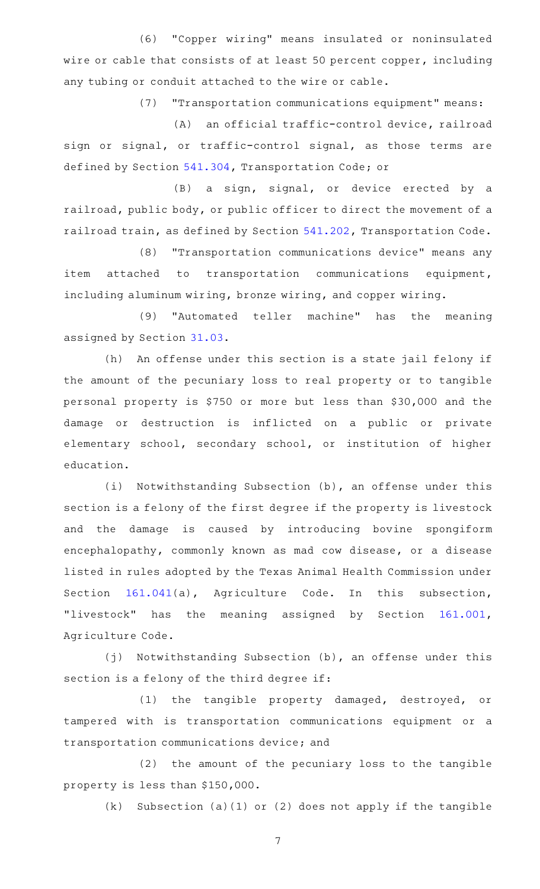(6) "Copper wiring" means insulated or noninsulated wire or cable that consists of at least 50 percent copper, including any tubing or conduit attached to the wire or cable.

(7) "Transportation communications equipment" means:

(A) an official traffic-control device, railroad sign or signal, or traffic-control signal, as those terms are defined by Section 541.304, Transportation Code; or

(B) a sign, signal, or device erected by a railroad, public body, or public officer to direct the movement of a railroad train, as defined by Section 541.202, Transportation Code.

(8) "Transportation communications device" means any item attached to transportation communications equipment, including aluminum wiring, bronze wiring, and copper wiring.

(9) "Automated teller machine" has the meaning assigned by Section 31.03.

(h) An offense under this section is a state jail felony if the amount of the pecuniary loss to real property or to tangible personal property is $750 or more but less than $30,000 and the damage or destruction is inflicted on a public or private elementary school, secondary school, or institution of higher education.

(i) Notwithstanding Subsection (b), an offense under this section is a felony of the first degree if the property is livestock and the damage is caused by introducing bovine spongiform encephalopathy, commonly known as mad cow disease, or a disease listed in rules adopted by the Texas Animal Health Commission under Section 161.041(a), Agriculture Code. In this subsection, "livestock" has the meaning assigned by Section 161.001, Agriculture Code.

(j) Notwithstanding Subsection (b), an offense under this section is a felony of the third degree if:

(1) the tangible property damaged, destroyed, or tampered with is transportation communications equipment or a transportation communications device; and

(2) the amount of the pecuniary loss to the tangible property is less than $150,000.

(k) Subsection (a)(1) or (2) does not apply if the tangible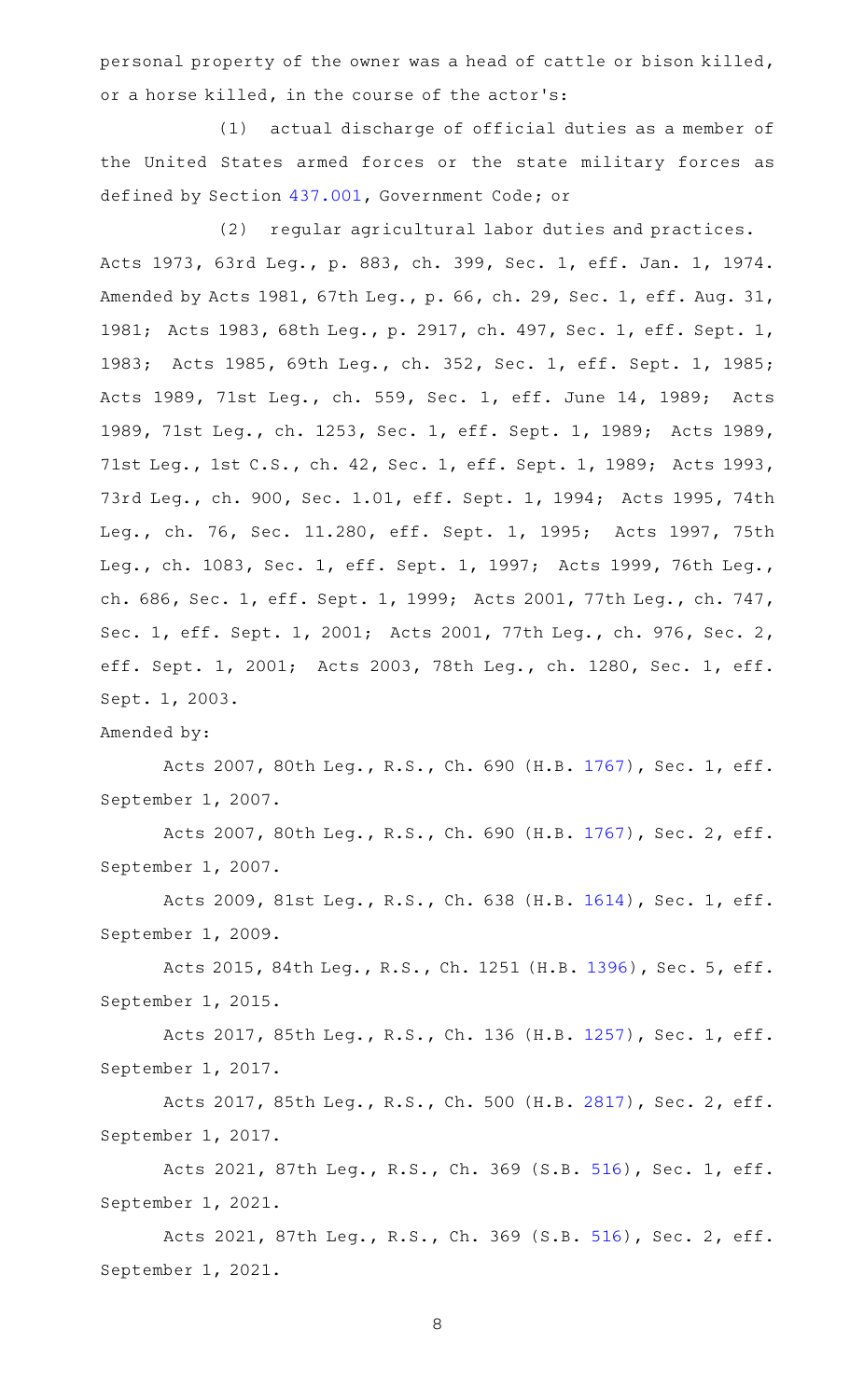personal property of the owner was a head of cattle or bison killed, or a horse killed, in the course of the actor's:

(1) actual discharge of official duties as a member of the United States armed forces or the state military forces as defined by Section 437.001, Government Code; or

(2) regular agricultural labor duties and practices.

Acts 1973, 63rd Leg., p. 883, ch. 399, Sec. 1, eff. Jan. 1, 1974. Amended by Acts 1981, 67th Leg., p. 66, ch. 29, Sec. 1, eff. Aug. 31, 1981; Acts 1983, 68th Leg., p. 2917, ch. 497, Sec. 1, eff. Sept. 1, 1983; Acts 1985, 69th Leg., ch. 352, Sec. 1, eff. Sept. 1, 1985; Acts 1989, 71st Leg., ch. 559, Sec. 1, eff. June 14, 1989; Acts 1989, 71st Leg., ch. 1253, Sec. 1, eff. Sept. 1, 1989; Acts 1989, 71st Leg., 1st C.S., ch. 42, Sec. 1, eff. Sept. 1, 1989; Acts 1993, 73rd Leg., ch. 900, Sec. 1.01, eff. Sept. 1, 1994; Acts 1995, 74th Leg., ch. 76, Sec. 11.280, eff. Sept. 1, 1995; Acts 1997, 75th Leg., ch. 1083, Sec. 1, eff. Sept. 1, 1997; Acts 1999, 76th Leg., ch. 686, Sec. 1, eff. Sept. 1, 1999; Acts 2001, 77th Leg., ch. 747, Sec. 1, eff. Sept. 1, 2001; Acts 2001, 77th Leg., ch. 976, Sec. 2, eff. Sept. 1, 2001; Acts 2003, 78th Leg., ch. 1280, Sec. 1, eff. Sept. 1, 2003.

Amended by:

Acts 2007, 80th Leg., R.S., Ch. 690 (H.B. 1767), Sec. 1, eff. September 1, 2007.

Acts 2007, 80th Leg., R.S., Ch. 690 (H.B. 1767), Sec. 2, eff. September 1, 2007.

Acts 2009, 81st Leg., R.S., Ch. 638 (H.B. 1614), Sec. 1, eff. September 1, 2009.

Acts 2015, 84th Leg., R.S., Ch. 1251 (H.B. 1396), Sec. 5, eff. September 1, 2015.

Acts 2017, 85th Leg., R.S., Ch. 136 (H.B. 1257), Sec. 1, eff. September 1, 2017.

Acts 2017, 85th Leg., R.S., Ch. 500 (H.B. 2817), Sec. 2, eff. September 1, 2017.

Acts 2021, 87th Leg., R.S., Ch. 369 (S.B. 516), Sec. 1, eff. September 1, 2021.

Acts 2021, 87th Leg., R.S., Ch. 369 (S.B. 516), Sec. 2, eff. September 1, 2021.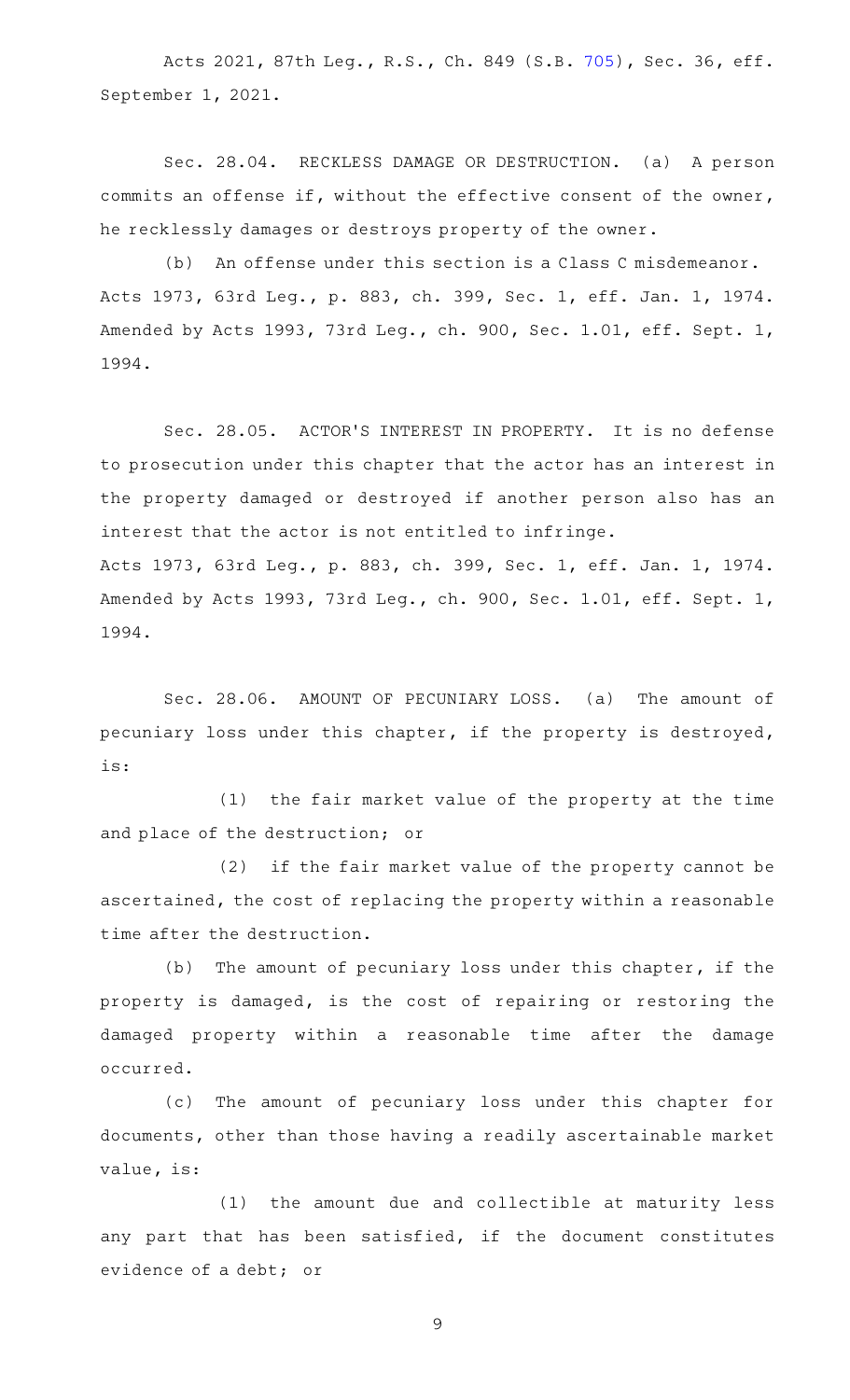Acts 2021, 87th Leg., R.S., Ch. 849 (S.B. 705), Sec. 36, eff. September 1, 2021.

Sec. 28.04. RECKLESS DAMAGE OR DESTRUCTION. (a) A person commits an offense if, without the effective consent of the owner, he recklessly damages or destroys property of the owner.

(b) An offense under this section is a Class C misdemeanor.

Acts 1973, 63rd Leg., p. 883, ch. 399, Sec. 1, eff. Jan. 1, 1974. Amended by Acts 1993, 73rd Leg., ch. 900, Sec. 1.01, eff. Sept. 1, 1994.

Sec. 28.05. ACTOR'S INTEREST IN PROPERTY. It is no defense to prosecution under this chapter that the actor has an interest in the property damaged or destroyed if another person also has an interest that the actor is not entitled to infringe.

Acts 1973, 63rd Leg., p. 883, ch. 399, Sec. 1, eff. Jan. 1, 1974. Amended by Acts 1993, 73rd Leg., ch. 900, Sec. 1.01, eff. Sept. 1, 1994.

Sec. 28.06. AMOUNT OF PECUNIARY LOSS. (a) The amount of pecuniary loss under this chapter, if the property is destroyed, is:

(1) the fair market value of the property at the time and place of the destruction; or

(2) if the fair market value of the property cannot be ascertained, the cost of replacing the property within a reasonable time after the destruction.

(b) The amount of pecuniary loss under this chapter, if the property is damaged, is the cost of repairing or restoring the damaged property within a reasonable time after the damage occurred.

(c) The amount of pecuniary loss under this chapter for documents, other than those having a readily ascertainable market value, is:

(1) the amount due and collectible at maturity less any part that has been satisfied, if the document constitutes evidence of a debt; or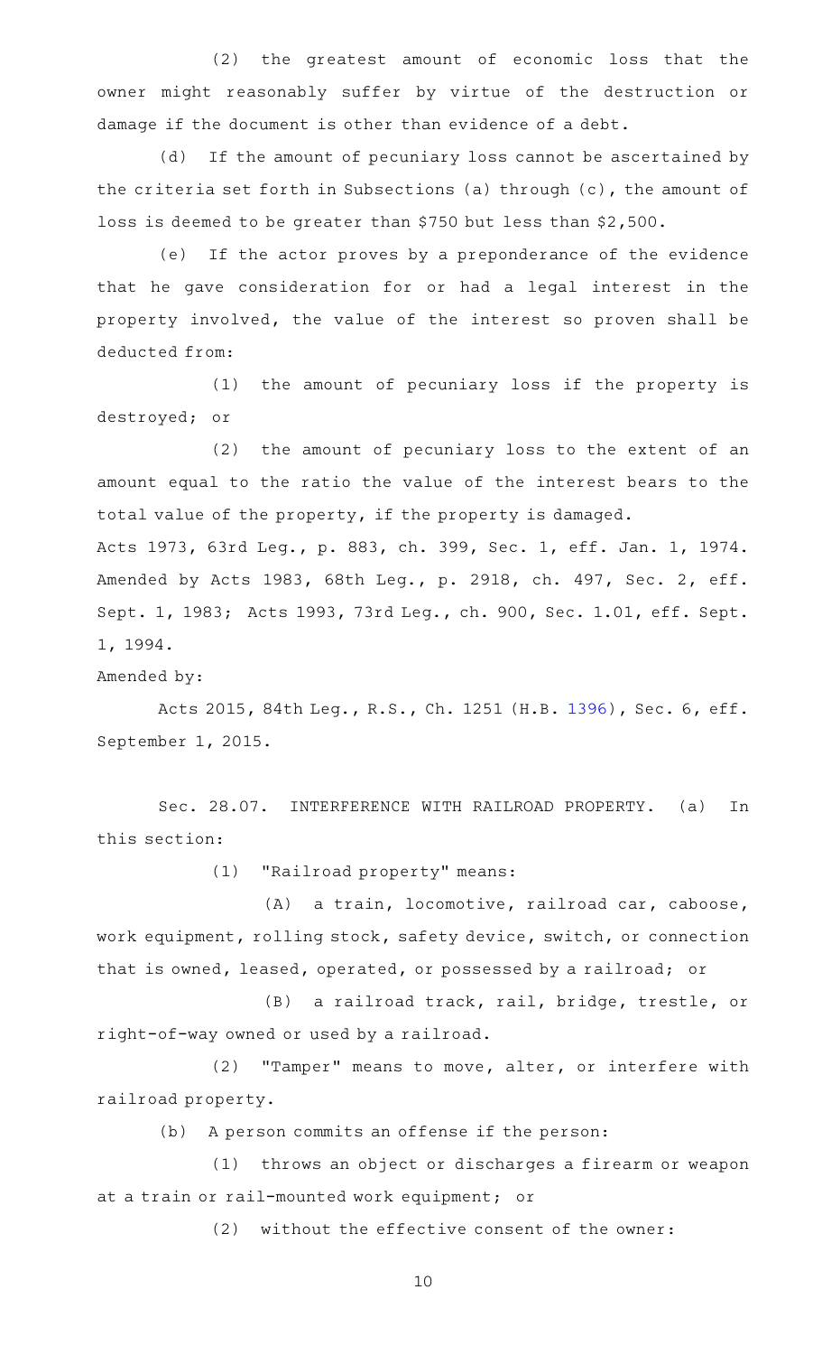(2) the greatest amount of economic loss that the owner might reasonably suffer by virtue of the destruction or damage if the document is other than evidence of a debt.

(d) If the amount of pecuniary loss cannot be ascertained by the criteria set forth in Subsections (a) through (c), the amount of loss is deemed to be greater than $750 but less than $2,500.

(e) If the actor proves by a preponderance of the evidence that he gave consideration for or had a legal interest in the property involved, the value of the interest so proven shall be deducted from:

(1) the amount of pecuniary loss if the property is destroyed; or

(2) the amount of pecuniary loss to the extent of an amount equal to the ratio the value of the interest bears to the total value of the property, if the property is damaged.

Acts 1973, 63rd Leg., p. 883, ch. 399, Sec. 1, eff. Jan. 1, 1974. Amended by Acts 1983, 68th Leg., p. 2918, ch. 497, Sec. 2, eff. Sept. 1, 1983; Acts 1993, 73rd Leg., ch. 900, Sec. 1.01, eff. Sept. 1, 1994.

Amended by:

Acts 2015, 84th Leg., R.S., Ch. 1251 (H.B. 1396), Sec. 6, eff. September 1, 2015.

Sec. 28.07. INTERFERENCE WITH RAILROAD PROPERTY. (a) In this section:

(1) "Railroad property" means:

(A) a train, locomotive, railroad car, caboose, work equipment, rolling stock, safety device, switch, or connection that is owned, leased, operated, or possessed by a railroad; or

(B) a railroad track, rail, bridge, trestle, or right-of-way owned or used by a railroad.

(2) "Tamper" means to move, alter, or interfere with railroad property.

(b) A person commits an offense if the person:

(1) throws an object or discharges a firearm or weapon at a train or rail-mounted work equipment; or

(2) without the effective consent of the owner: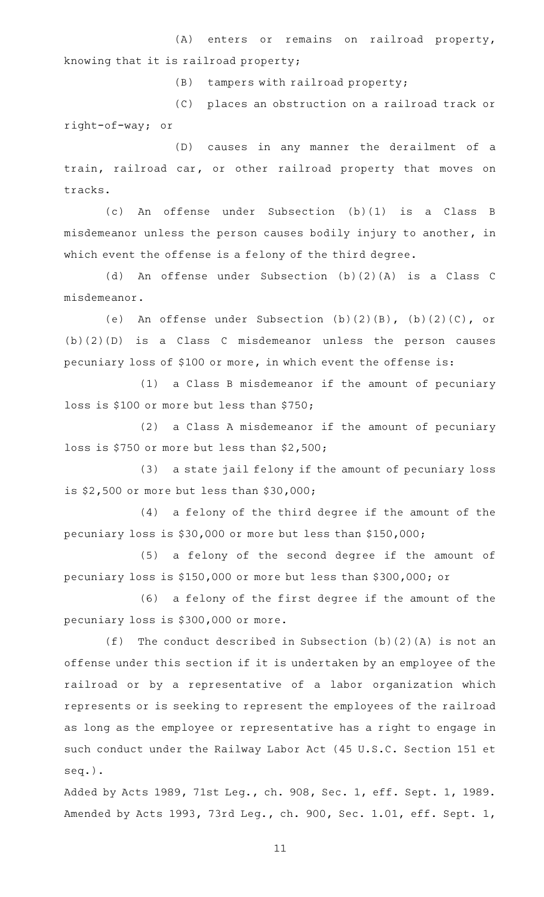(A) enters or remains on railroad property, knowing that it is railroad property;

(B) tampers with railroad property;

(C) places an obstruction on a railroad track or right-of-way; or

(D) causes in any manner the derailment of a train, railroad car, or other railroad property that moves on tracks.

(c) An offense under Subsection (b)(1) is a Class B misdemeanor unless the person causes bodily injury to another, in which event the offense is a felony of the third degree.

(d) An offense under Subsection (b)(2)(A) is a Class C misdemeanor.

(e) An offense under Subsection (b)(2)(B), (b)(2)(C), or (b)(2)(D) is a Class C misdemeanor unless the person causes pecuniary loss of $100 or more, in which event the offense is:

(1) a Class B misdemeanor if the amount of pecuniary loss is $100 or more but less than $750;

(2) a Class A misdemeanor if the amount of pecuniary loss is $750 or more but less than $2,500;

(3) a state jail felony if the amount of pecuniary loss is $2,500 or more but less than $30,000;

(4) a felony of the third degree if the amount of the pecuniary loss is $30,000 or more but less than $150,000;

(5) a felony of the second degree if the amount of pecuniary loss is $150,000 or more but less than $300,000; or

(6) a felony of the first degree if the amount of the pecuniary loss is $300,000 or more.

(f) The conduct described in Subsection (b)(2)(A) is not an offense under this section if it is undertaken by an employee of the railroad or by a representative of a labor organization which represents or is seeking to represent the employees of the railroad as long as the employee or representative has a right to engage in such conduct under the Railway Labor Act (45 U.S.C. Section 151 et seq.).

Added by Acts 1989, 71st Leg., ch. 908, Sec. 1, eff. Sept. 1, 1989.
Amended by Acts 1993, 73rd Leg., ch. 900, Sec. 1.01, eff. Sept. 1,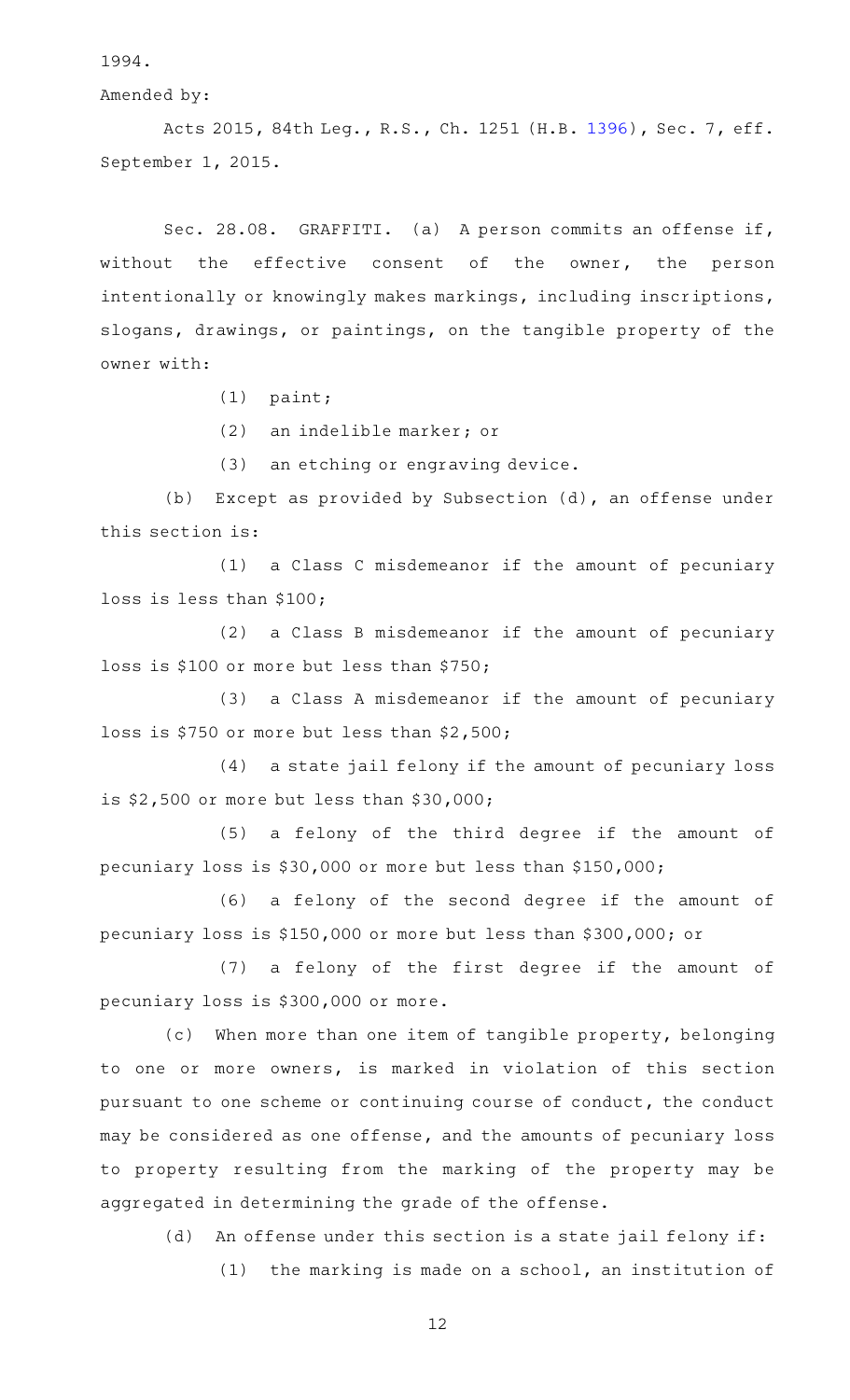1994.

Amended by:

Acts 2015, 84th Leg., R.S., Ch. 1251 (H.B. 1396), Sec. 7, eff. September 1, 2015.

Sec. 28.08. GRAFFITI. (a) A person commits an offense if, without the effective consent of the owner, the person intentionally or knowingly makes markings, including inscriptions, slogans, drawings, or paintings, on the tangible property of the owner with:

(1) paint;

(2) an indelible marker; or

(3) an etching or engraving device.

(b) Except as provided by Subsection (d), an offense under this section is:

(1) a Class C misdemeanor if the amount of pecuniary loss is less than $100;

(2) a Class B misdemeanor if the amount of pecuniary loss is $100 or more but less than $750;

(3) a Class A misdemeanor if the amount of pecuniary loss is $750 or more but less than $2,500;

(4) a state jail felony if the amount of pecuniary loss is $2,500 or more but less than $30,000;

(5) a felony of the third degree if the amount of pecuniary loss is $30,000 or more but less than $150,000;

(6) a felony of the second degree if the amount of pecuniary loss is $150,000 or more but less than $300,000; or

(7) a felony of the first degree if the amount of pecuniary loss is $300,000 or more.

(c) When more than one item of tangible property, belonging to one or more owners, is marked in violation of this section pursuant to one scheme or continuing course of conduct, the conduct may be considered as one offense, and the amounts of pecuniary loss to property resulting from the marking of the property may be aggregated in determining the grade of the offense.

(d) An offense under this section is a state jail felony if:

(1) the marking is made on a school, an institution of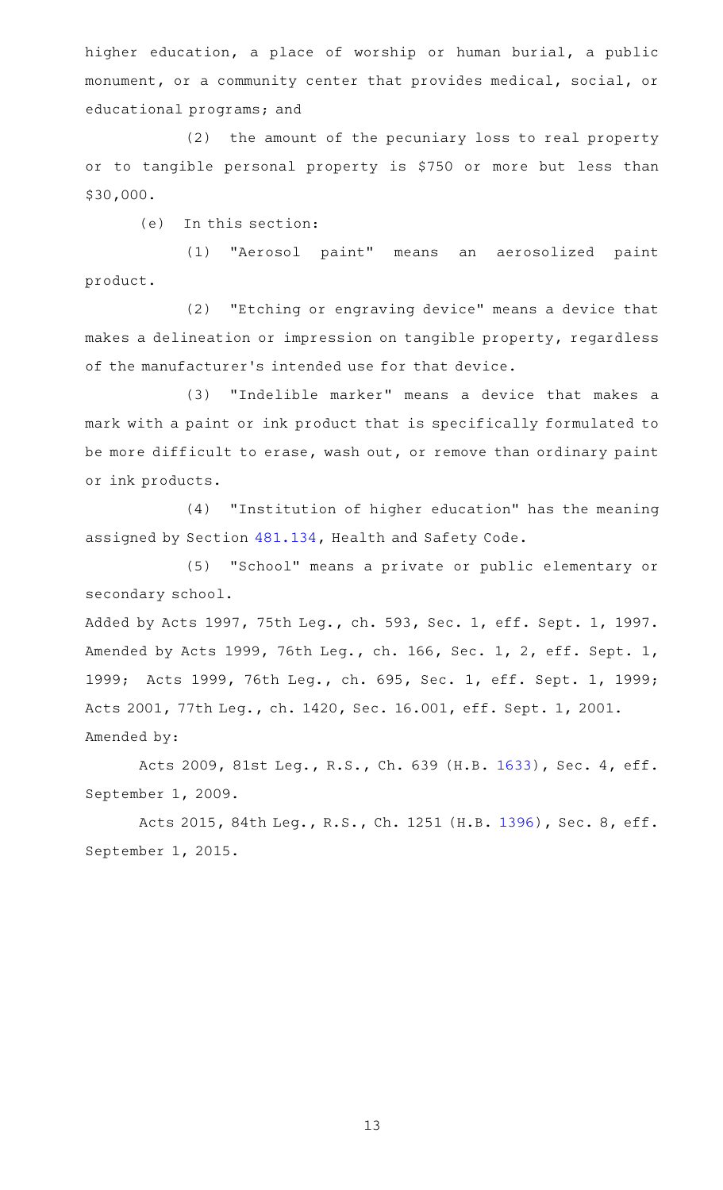higher education, a place of worship or human burial, a public monument, or a community center that provides medical, social, or educational programs; and

(2) the amount of the pecuniary loss to real property or to tangible personal property is $750 or more but less than $30,000.

(e) In this section:

(1) "Aerosol paint" means an aerosolized paint product.

(2) "Etching or engraving device" means a device that makes a delineation or impression on tangible property, regardless of the manufacturer's intended use for that device.

(3) "Indelible marker" means a device that makes a mark with a paint or ink product that is specifically formulated to be more difficult to erase, wash out, or remove than ordinary paint or ink products.

(4) "Institution of higher education" has the meaning assigned by Section 481.134, Health and Safety Code.

(5) "School" means a private or public elementary or secondary school.

Added by Acts 1997, 75th Leg., ch. 593, Sec. 1, eff. Sept. 1, 1997. Amended by Acts 1999, 76th Leg., ch. 166, Sec. 1, 2, eff. Sept. 1, 1999; Acts 1999, 76th Leg., ch. 695, Sec. 1, eff. Sept. 1, 1999; Acts 2001, 77th Leg., ch. 1420, Sec. 16.001, eff. Sept. 1, 2001.

Amended by:

Acts 2009, 81st Leg., R.S., Ch. 639 (H.B. 1633), Sec. 4, eff. September 1, 2009.

Acts 2015, 84th Leg., R.S., Ch. 1251 (H.B. 1396), Sec. 8, eff. September 1, 2015.